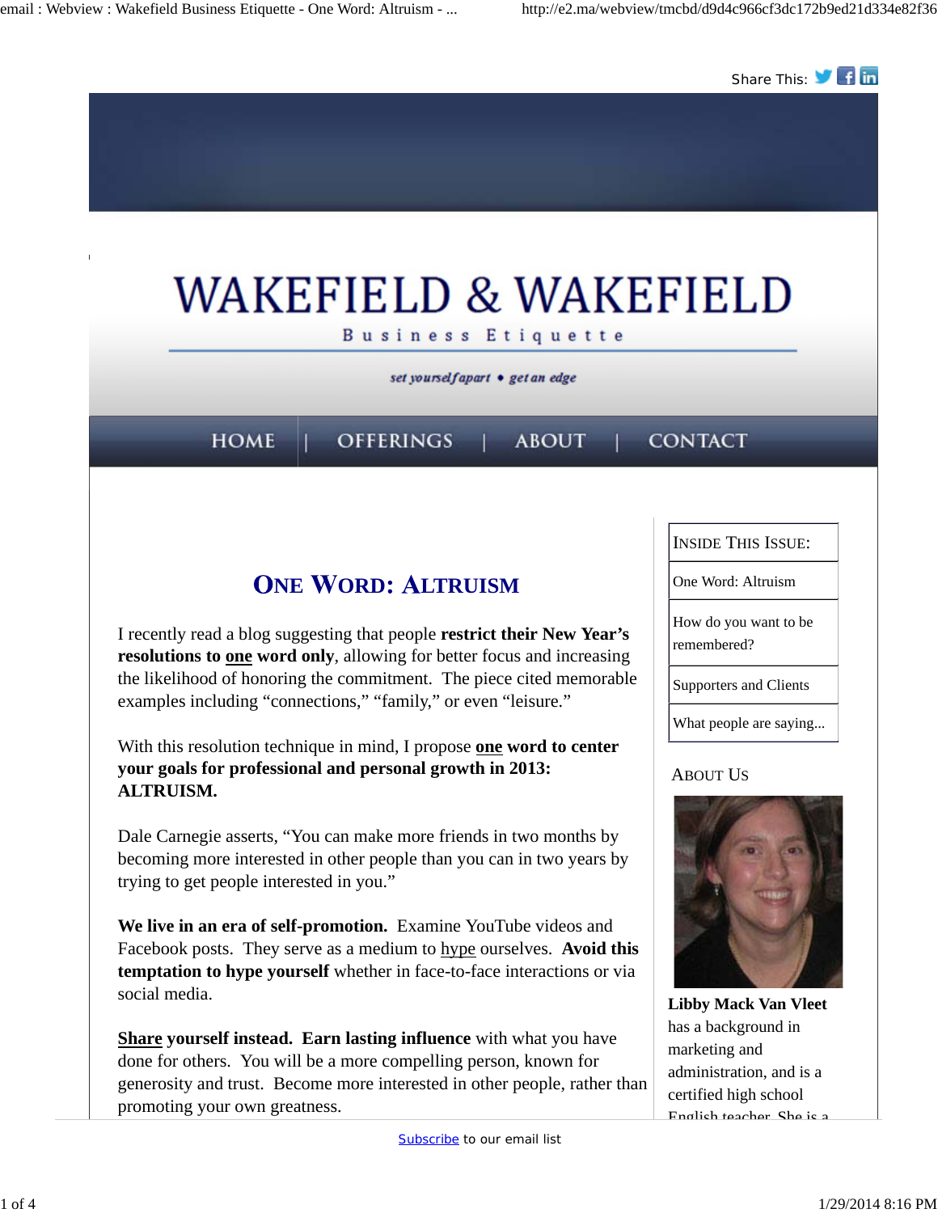Share This:

# WAKEFIELD & WAKEFIELD

Business Etiquette

*set yourself apart • get an edge*

HOME | OFFERINGS | ABOUT | CONTACT

## ONE WORD: ALTRUISM

I recently read a blog suggesting that people **restrict their New Year's resolutions to one word only**, allowing for better focus and increasing the likelihood of honoring the commitment. The piece cited memorable examples including "connections," "family," or even "leisure."

With this resolution technique in mind, I propose **one word to center your goals for professional and personal growth in 2013: ALTRUISM.**

Dale Carnegie asserts, "You can make more friends in two months by becoming more interested in other people than you can in two years by trying to get people interested in you."

**We live in an era of self-promotion.** Examine YouTube videos and Facebook posts. They serve as a medium to hype ourselves. **Avoid this temptation to hype yourself** whether in face-to-face interactions or via social media.

**Share yourself instead. Earn lasting influence** with what you have done for others. You will be a more compelling person, known for generosity and trust. Become more interested in other people, rather than promoting your own greatness.

| INSIDE THIS ISSUE: |
|---|
| One Word: Altruism |
| How do you want to be remembered? |
| Supporters and Clients |
| What people are saying... |

ABOUT US

**Libby Mack Van Vleet** has a background in marketing and administration, and is a certified high school English teacher. She is a

Subscribe to our email list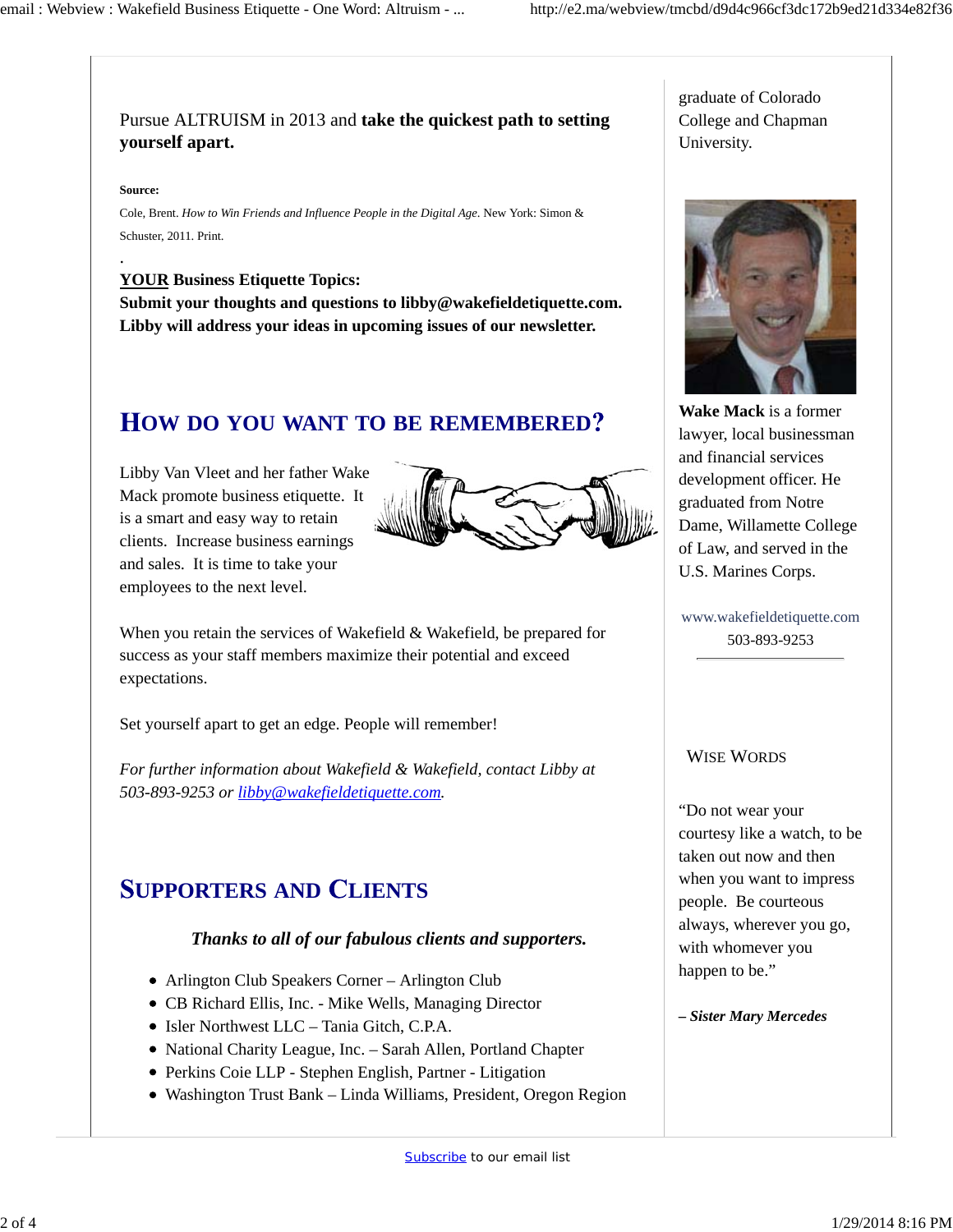Pursue ALTRUISM in 2013 and **take the quickest path to setting yourself apart.**

**Source:**

Cole, Brent. *How to Win Friends and Influence People in the Digital Age*. New York: Simon & Schuster, 2011. Print.

.

**YOUR Business Etiquette Topics:**
**Submit your thoughts and questions to libby@wakefieldetiquette.com. Libby will address your ideas in upcoming issues of our newsletter.**

## HOW DO YOU WANT TO BE REMEMBERED?

Libby Van Vleet and her father Wake Mack promote business etiquette. It is a smart and easy way to retain clients. Increase business earnings and sales. It is time to take your employees to the next level.

When you retain the services of Wakefield & Wakefield, be prepared for success as your staff members maximize their potential and exceed expectations.

Set yourself apart to get an edge. People will remember!

*For further information about Wakefield & Wakefield, contact Libby at 503-893-9253 or [libby@wakefieldetiquette.com](mailto:libby@wakefieldetiquette.com).*

## SUPPORTERS AND CLIENTS

***Thanks to all of our fabulous clients and supporters.***

- Arlington Club Speakers Corner – Arlington Club
- CB Richard Ellis, Inc. - Mike Wells, Managing Director
- Isler Northwest LLC – Tania Gitch, C.P.A.
- National Charity League, Inc. – Sarah Allen, Portland Chapter
- Perkins Coie LLP - Stephen English, Partner - Litigation
- Washington Trust Bank – Linda Williams, President, Oregon Region

graduate of Colorado College and Chapman University.

**Wake Mack** is a former lawyer, local businessman and financial services development officer. He graduated from Notre Dame, Willamette College of Law, and served in the U.S. Marines Corps.

www.wakefieldetiquette.com
503-893-9253

WISE WORDS

"Do not wear your courtesy like a watch, to be taken out now and then when you want to impress people. Be courteous always, wherever you go, with whomever you happen to be."

***– Sister Mary Mercedes***

Subscribe to our email list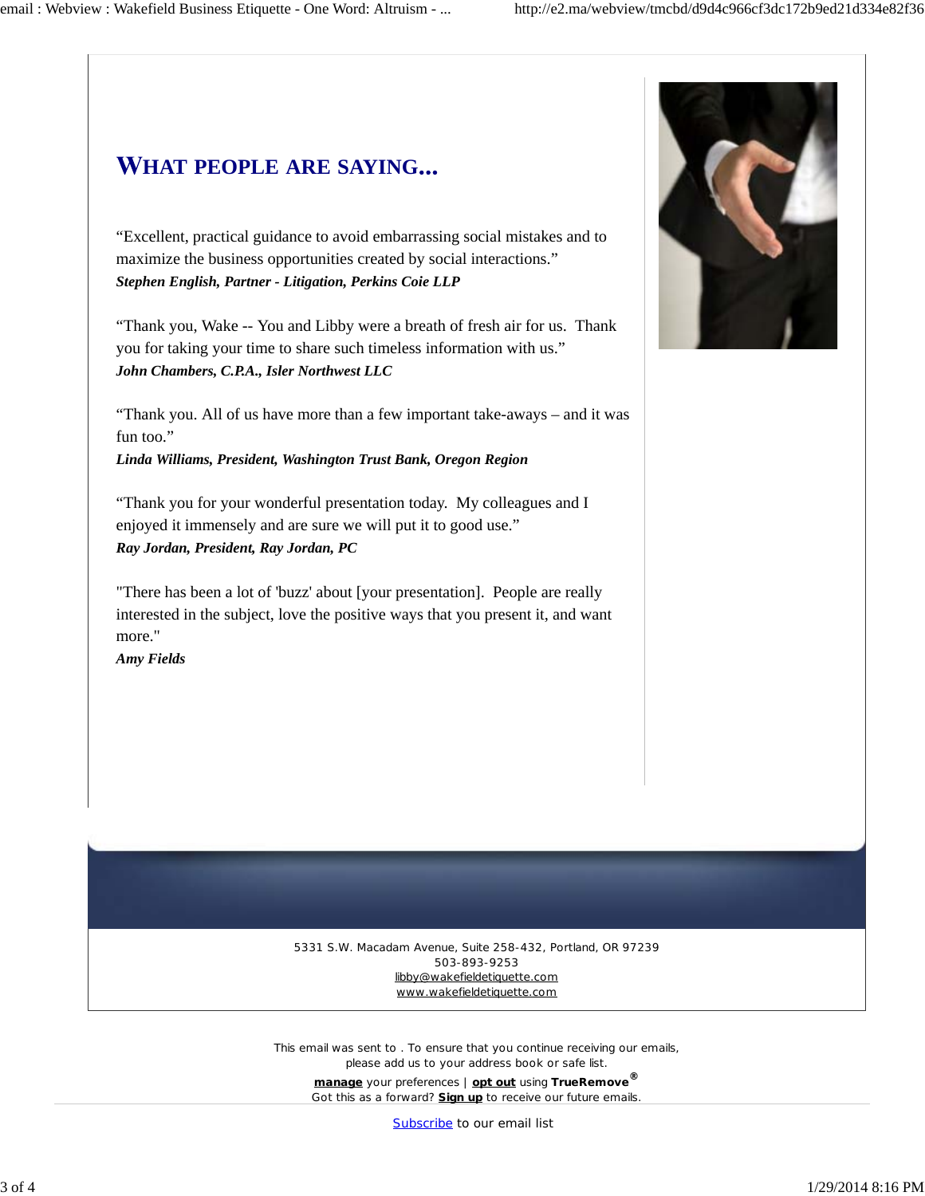## WHAT PEOPLE ARE SAYING...

"Excellent, practical guidance to avoid embarrassing social mistakes and to maximize the business opportunities created by social interactions."
***Stephen English, Partner - Litigation, Perkins Coie LLP***

"Thank you, Wake -- You and Libby were a breath of fresh air for us. Thank you for taking your time to share such timeless information with us."
***John Chambers, C.P.A., Isler Northwest LLC***

"Thank you. All of us have more than a few important take-aways – and it was fun too."
***Linda Williams, President, Washington Trust Bank, Oregon Region***

"Thank you for your wonderful presentation today. My colleagues and I enjoyed it immensely and are sure we will put it to good use."
***Ray Jordan, President, Ray Jordan, PC***

"There has been a lot of 'buzz' about [your presentation]. People are really interested in the subject, love the positive ways that you present it, and want more."
***Amy Fields***

5331 S.W. Macadam Avenue, Suite 258-432, Portland, OR 97239
503-893-9253
libby@wakefieldetiquette.com
www.wakefieldetiquette.com

This email was sent to . To ensure that you continue receiving our emails, please add us to your address book or safe list.

**manage** your preferences | **opt out** using **TrueRemove®**

Got this as a forward? **Sign up** to receive our future emails.

Subscribe to our email list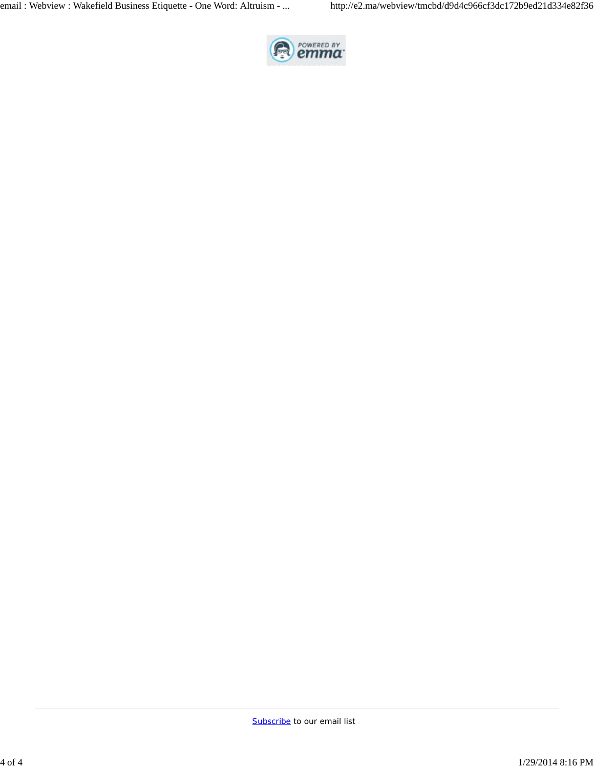POWERED BY emma

Subscribe to our email list